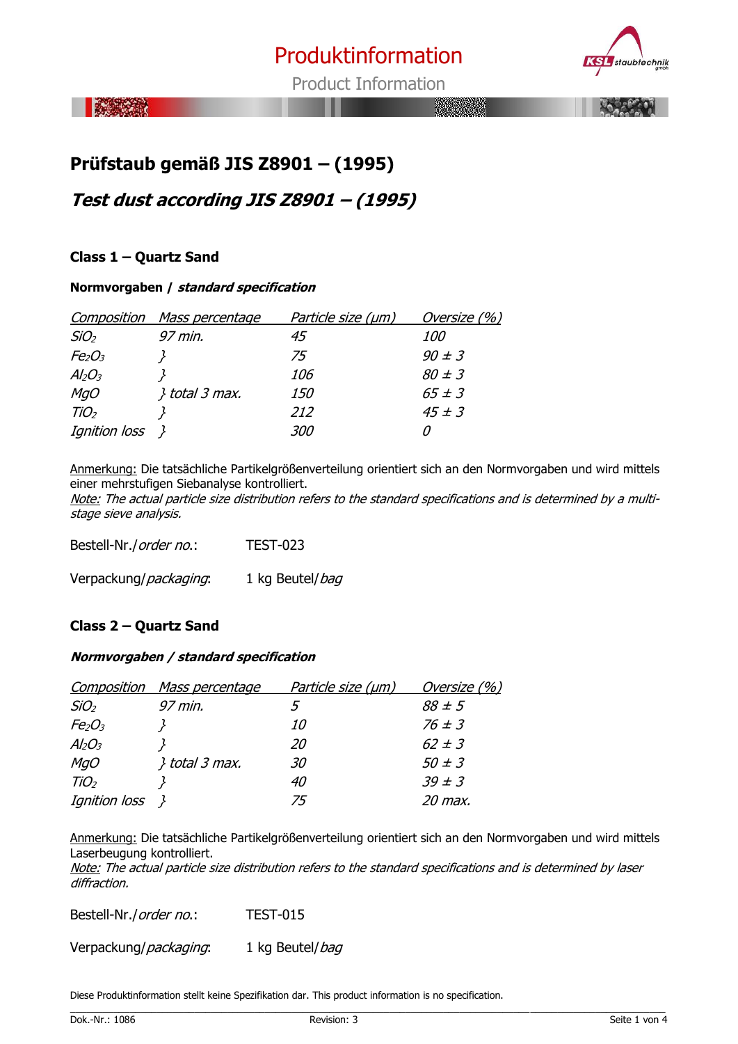# Produktinformation

Product Information

## Prüfstaub gemäß JIS Z8901 – (1995)

## *Test dust according JIS Z8901 – (1995)*

### Class 1 – Quartz Sand

**Normvorgaben / *standard specification***

| *Composition* | *Mass percentage* | *Particle size (µm)* | *Oversize (%)* |
|---|---|---|---|
| *$SiO_2$* | *97 min.* | *45* | *100* |
| *$Fe_2O_3$* | *}* | *75* | *90 ± 3* |
| *$Al_2O_3$* | *}* | *106* | *80 ± 3* |
| *MgO* | *} total 3 max.* | *150* | *65 ± 3* |
| *$TiO_2$* | *}* | *212* | *45 ± 3* |
| *Ignition loss* | *}* | *300* | *0* |

Anmerkung: Die tatsächliche Partikelgrößenverteilung orientiert sich an den Normvorgaben und wird mittels einer mehrstufigen Siebanalyse kontrolliert.
*Note: The actual particle size distribution refers to the standard specifications and is determined by a multi-stage sieve analysis.*

Bestell-Nr./*order no.*: TEST-023

Verpackung/*packaging*: 1 kg Beutel/*bag*

### Class 2 – Quartz Sand

***Normvorgaben / standard specification***

| *Composition* | *Mass percentage* | *Particle size (µm)* | *Oversize (%)* |
|---|---|---|---|
| *$SiO_2$* | *97 min.* | *5* | *88 ± 5* |
| *$Fe_2O_3$* | *}* | *10* | *76 ± 3* |
| *$Al_2O_3$* | *}* | *20* | *62 ± 3* |
| *MgO* | *} total 3 max.* | *30* | *50 ± 3* |
| *$TiO_2$* | *}* | *40* | *39 ± 3* |
| *Ignition loss* | *}* | *75* | *20 max.* |

Anmerkung: Die tatsächliche Partikelgrößenverteilung orientiert sich an den Normvorgaben und wird mittels Laserbeugung kontrolliert.
*Note: The actual particle size distribution refers to the standard specifications and is determined by laser diffraction.*

Bestell-Nr./*order no.*: TEST-015

Verpackung/*packaging*: 1 kg Beutel/*bag*

Diese Produktinformation stellt keine Spezifikation dar. This product information is no specification.

Dok.-Nr.: 1086 Revision: 3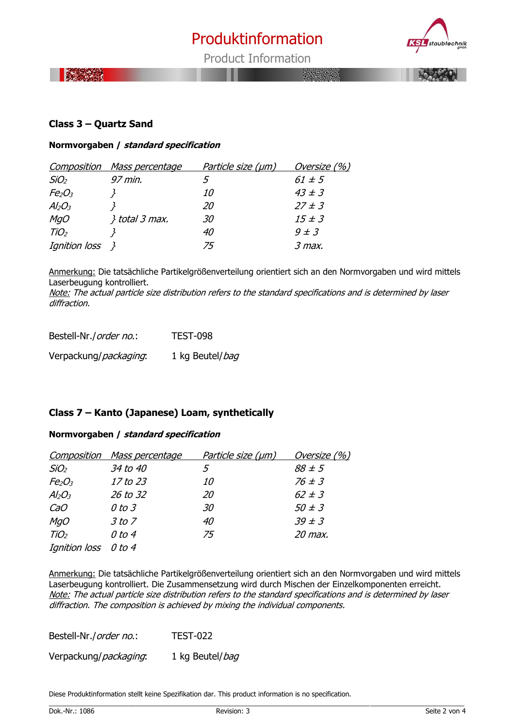# Produktinformation

Product Information

## Class 3 – Quartz Sand

**Normvorgaben / *standard specification***

| *Composition* | *Mass percentage* | *Particle size (µm)* | *Oversize (%)* |
|---|---|---|---|
| *$SiO_2$* | *97 min.* | *5* | *61 ± 5* |
| *$Fe_2O_3$* | *}* | *10* | *43 ± 3* |
| *$Al_2O_3$* | *}* | *20* | *27 ± 3* |
| *MgO* | *} total 3 max.* | *30* | *15 ± 3* |
| *$TiO_2$* | *}* | *40* | *9 ± 3* |
| *Ignition loss* | *}* | *75* | *3 max.* |

Anmerkung: Die tatsächliche Partikelgrößenverteilung orientiert sich an den Normvorgaben und wird mittels Laserbeugung kontrolliert.
*Note: The actual particle size distribution refers to the standard specifications and is determined by laser diffraction.*

Bestell-Nr./*order no.*: TEST-098

Verpackung/*packaging*: 1 kg Beutel/*bag*

## Class 7 – Kanto (Japanese) Loam, synthetically

**Normvorgaben / *standard specification***

| *Composition* | *Mass percentage* | *Particle size (µm)* | *Oversize (%)* |
|---|---|---|---|
| *$SiO_2$* | *34 to 40* | *5* | *88 ± 5* |
| *$Fe_2O_3$* | *17 to 23* | *10* | *76 ± 3* |
| *$Al_2O_3$* | *26 to 32* | *20* | *62 ± 3* |
| *CaO* | *0 to 3* | *30* | *50 ± 3* |
| *MgO* | *3 to 7* | *40* | *39 ± 3* |
| *$TiO_2$* | *0 to 4* | *75* | *20 max.* |
| *Ignition loss* | *0 to 4* | | |

Anmerkung: Die tatsächliche Partikelgrößenverteilung orientiert sich an den Normvorgaben und wird mittels Laserbeugung kontrolliert. Die Zusammensetzung wird durch Mischen der Einzelkomponenten erreicht.
*Note: The actual particle size distribution refers to the standard specifications and is determined by laser diffraction. The composition is achieved by mixing the individual components.*

Bestell-Nr./*order no.*: TEST-022

Verpackung/*packaging*: 1 kg Beutel/*bag*

Diese Produktinformation stellt keine Spezifikation dar. This product information is no specification.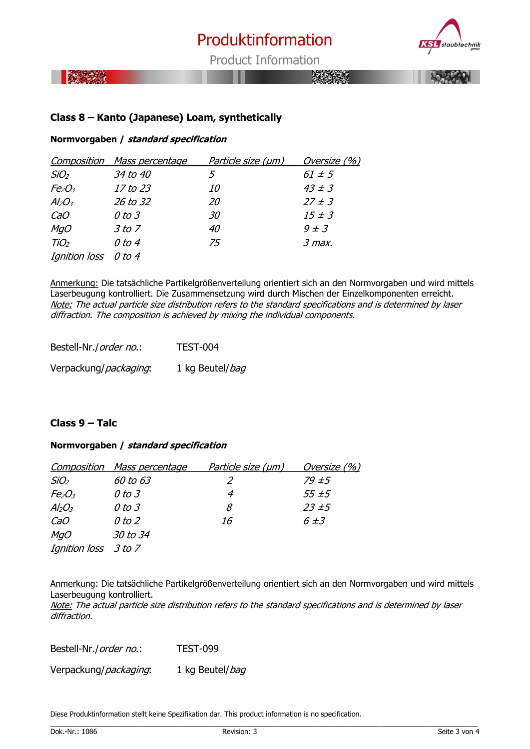## Class 8 – Kanto (Japanese) Loam, synthetically

**Normvorgaben / *standard specification***

| *Composition* | *Mass percentage* | *Particle size (µm)* | *Oversize (%)* |
|---|---|---|---|
| *$SiO_2$* | *34 to 40* | *5* | *61 ± 5* |
| *$Fe_2O_3$* | *17 to 23* | *10* | *43 ± 3* |
| *$Al_2O_3$* | *26 to 32* | *20* | *27 ± 3* |
| *CaO* | *0 to 3* | *30* | *15 ± 3* |
| *MgO* | *3 to 7* | *40* | *9 ± 3* |
| *$TiO_2$* | *0 to 4* | *75* | *3 max.* |
| *Ignition loss* | *0 to 4* | | |

Anmerkung: Die tatsächliche Partikelgrößenverteilung orientiert sich an den Normvorgaben und wird mittels Laserbeugung kontrolliert. Die Zusammensetzung wird durch Mischen der Einzelkomponenten erreicht.
*Note: The actual particle size distribution refers to the standard specifications and is determined by laser diffraction. The composition is achieved by mixing the individual components.*

Bestell-Nr./*order no.*: TEST-004

Verpackung/*packaging*: 1 kg Beutel/*bag*

## Class 9 – Talc

**Normvorgaben / *standard specification***

| *Composition* | *Mass percentage* | *Particle size (µm)* | *Oversize (%)* |
|---|---|---|---|
| *$SiO_2$* | *60 to 63* | *2* | *79 ±5* |
| *$Fe_2O_3$* | *0 to 3* | *4* | *55 ±5* |
| *$Al_2O_3$* | *0 to 3* | *8* | *23 ±5* |
| *CaO* | *0 to 2* | *16* | *6 ±3* |
| *MgO* | *30 to 34* | | |
| *Ignition loss* | *3 to 7* | | |

Anmerkung: Die tatsächliche Partikelgrößenverteilung orientiert sich an den Normvorgaben und wird mittels Laserbeugung kontrolliert.
*Note: The actual particle size distribution refers to the standard specifications and is determined by laser diffraction.*

Bestell-Nr./*order no.*: TEST-099

Verpackung/*packaging*: 1 kg Beutel/*bag*

Diese Produktinformation stellt keine Spezifikation dar. This product information is no specification.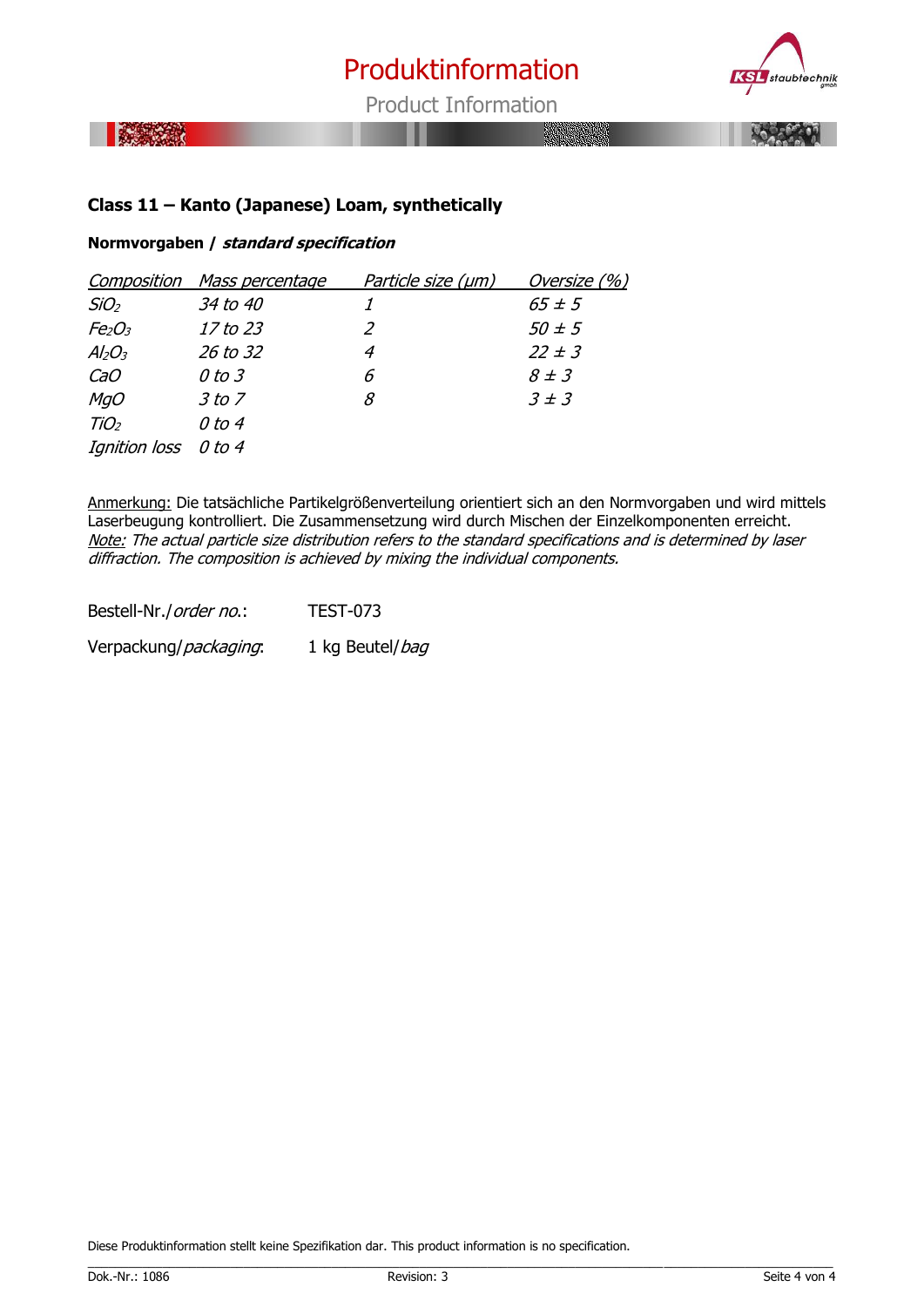# Produktinformation

Product Information

## Class 11 – Kanto (Japanese) Loam, synthetically

### Normvorgaben / *standard specification*

| *Composition* | *Mass percentage* | *Particle size (μm)* | *Oversize (%)* |
|---|---|---|---|
| $SiO_2$ | *34 to 40* | *1* | *65 ± 5* |
| $Fe_2O_3$ | *17 to 23* | *2* | *50 ± 5* |
| $Al_2O_3$ | *26 to 32* | *4* | *22 ± 3* |
| *CaO* | *0 to 3* | *6* | *8 ± 3* |
| *MgO* | *3 to 7* | *8* | *3 ± 3* |
| $TiO_2$ | *0 to 4* | | |
| *Ignition loss* | *0 to 4* | | |

Anmerkung: Die tatsächliche Partikelgrößenverteilung orientiert sich an den Normvorgaben und wird mittels Laserbeugung kontrolliert. Die Zusammensetzung wird durch Mischen der Einzelkomponenten erreicht.
*Note: The actual particle size distribution refers to the standard specifications and is determined by laser diffraction. The composition is achieved by mixing the individual components.*

Bestell-Nr./*order no.*: TEST-073

Verpackung/*packaging*: 1 kg Beutel/*bag*

Diese Produktinformation stellt keine Spezifikation dar. This product information is no specification.

Dok.-Nr.: 1086 Revision: 3